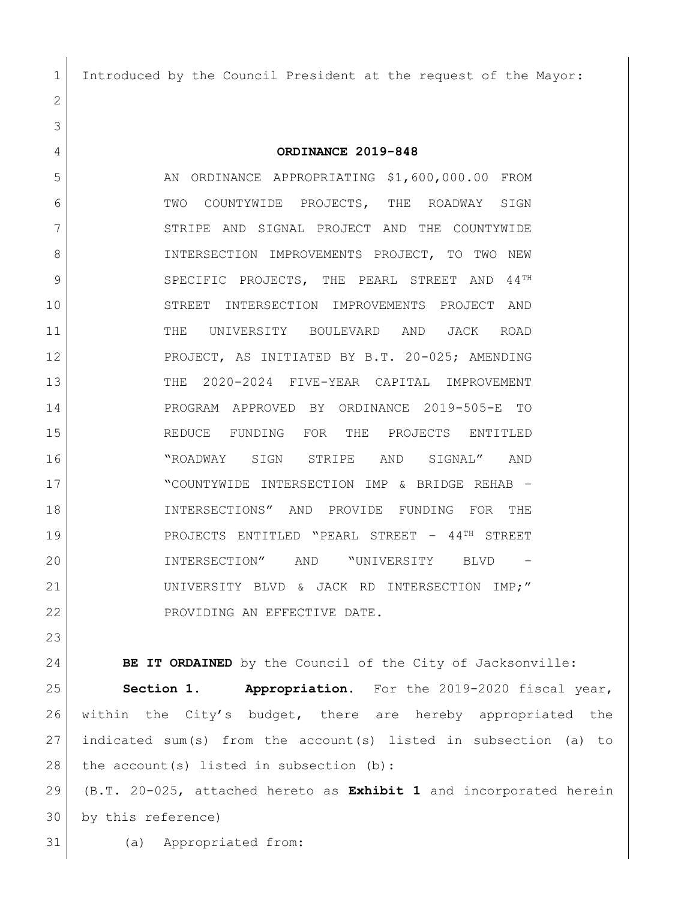Introduced by the Council President at the request of the Mayor:

**ORDINANCE 2019-848**

AN ORDINANCE APPROPRIATING $1,600,000.00 FROM TWO COUNTYWIDE PROJECTS, THE ROADWAY SIGN STRIPE AND SIGNAL PROJECT AND THE COUNTYWIDE INTERSECTION IMPROVEMENTS PROJECT, TO TWO NEW SPECIFIC PROJECTS, THE PEARL STREET AND 44TH STREET INTERSECTION IMPROVEMENTS PROJECT AND THE UNIVERSITY BOULEVARD AND JACK ROAD PROJECT, AS INITIATED BY B.T. 20-025; AMENDING THE 2020-2024 FIVE-YEAR CAPITAL IMPROVEMENT PROGRAM APPROVED BY ORDINANCE 2019-505-E TO REDUCE FUNDING FOR THE PROJECTS ENTITLED "ROADWAY SIGN STRIPE AND SIGNAL" AND "COUNTYWIDE INTERSECTION IMP & BRIDGE REHAB – INTERSECTIONS" AND PROVIDE FUNDING FOR THE PROJECTS ENTITLED "PEARL STREET – 44TH STREET INTERSECTION" AND "UNIVERSITY BLVD – UNIVERSITY BLVD & JACK RD INTERSECTION IMP;" PROVIDING AN EFFECTIVE DATE.

**BE IT ORDAINED** by the Council of the City of Jacksonville:

**Section 1. Appropriation.** For the 2019-2020 fiscal year, within the City's budget, there are hereby appropriated the indicated sum(s) from the account(s) listed in subsection (a) to the account(s) listed in subsection (b):

(B.T. 20-025, attached hereto as **Exhibit 1** and incorporated herein by this reference)

(a) Appropriated from: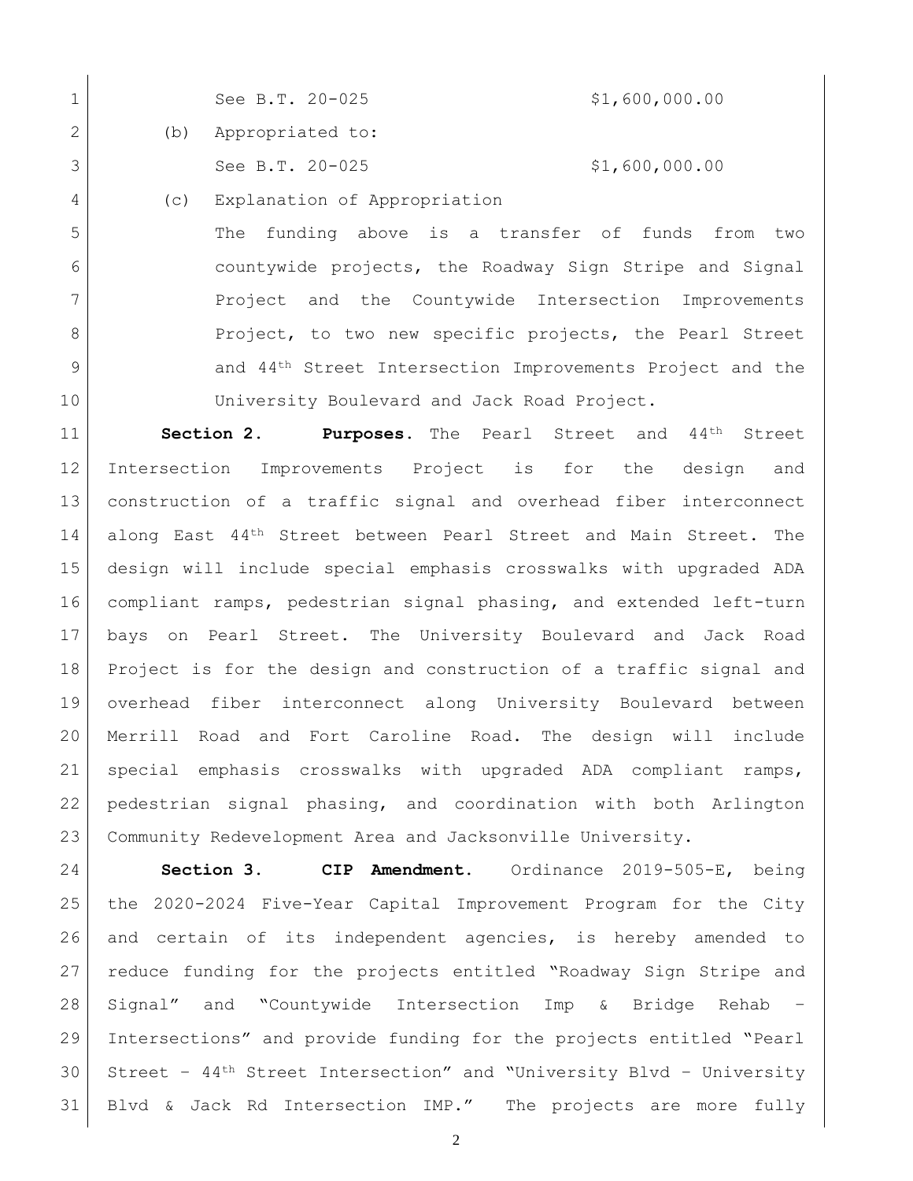See B.T. 20-025 $1,600,000.00

(b) Appropriated to:

See B.T. 20-025 $1,600,000.00

(c) Explanation of Appropriation

The funding above is a transfer of funds from two countywide projects, the Roadway Sign Stripe and Signal Project and the Countywide Intersection Improvements Project, to two new specific projects, the Pearl Street and 44th Street Intersection Improvements Project and the University Boulevard and Jack Road Project.

**Section 2. Purposes.** The Pearl Street and 44th Street Intersection Improvements Project is for the design and construction of a traffic signal and overhead fiber interconnect along East 44th Street between Pearl Street and Main Street. The design will include special emphasis crosswalks with upgraded ADA compliant ramps, pedestrian signal phasing, and extended left-turn bays on Pearl Street. The University Boulevard and Jack Road Project is for the design and construction of a traffic signal and overhead fiber interconnect along University Boulevard between Merrill Road and Fort Caroline Road. The design will include special emphasis crosswalks with upgraded ADA compliant ramps, pedestrian signal phasing, and coordination with both Arlington Community Redevelopment Area and Jacksonville University.

**Section 3. CIP Amendment.** Ordinance 2019-505-E, being the 2020-2024 Five-Year Capital Improvement Program for the City and certain of its independent agencies, is hereby amended to reduce funding for the projects entitled "Roadway Sign Stripe and Signal" and "Countywide Intersection Imp & Bridge Rehab – Intersections" and provide funding for the projects entitled "Pearl Street – 44th Street Intersection" and "University Blvd – University Blvd & Jack Rd Intersection IMP." The projects are more fully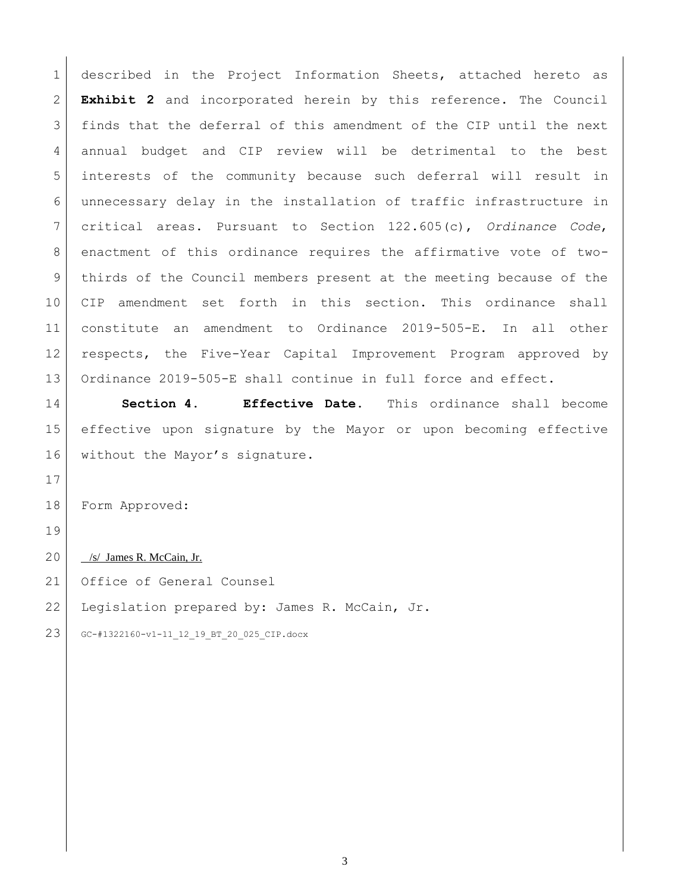described in the Project Information Sheets, attached hereto as **Exhibit 2** and incorporated herein by this reference. The Council finds that the deferral of this amendment of the CIP until the next annual budget and CIP review will be detrimental to the best interests of the community because such deferral will result in unnecessary delay in the installation of traffic infrastructure in critical areas. Pursuant to Section 122.605(c), *Ordinance Code*, enactment of this ordinance requires the affirmative vote of two-thirds of the Council members present at the meeting because of the CIP amendment set forth in this section. This ordinance shall constitute an amendment to Ordinance 2019-505-E. In all other respects, the Five-Year Capital Improvement Program approved by Ordinance 2019-505-E shall continue in full force and effect.

**Section 4. Effective Date.** This ordinance shall become effective upon signature by the Mayor or upon becoming effective without the Mayor's signature.

Form Approved:

/s/ James R. McCain, Jr.

Office of General Counsel

Legislation prepared by: James R. McCain, Jr.

GC-#1322160-v1-11_12_19_BT_20_025_CIP.docx